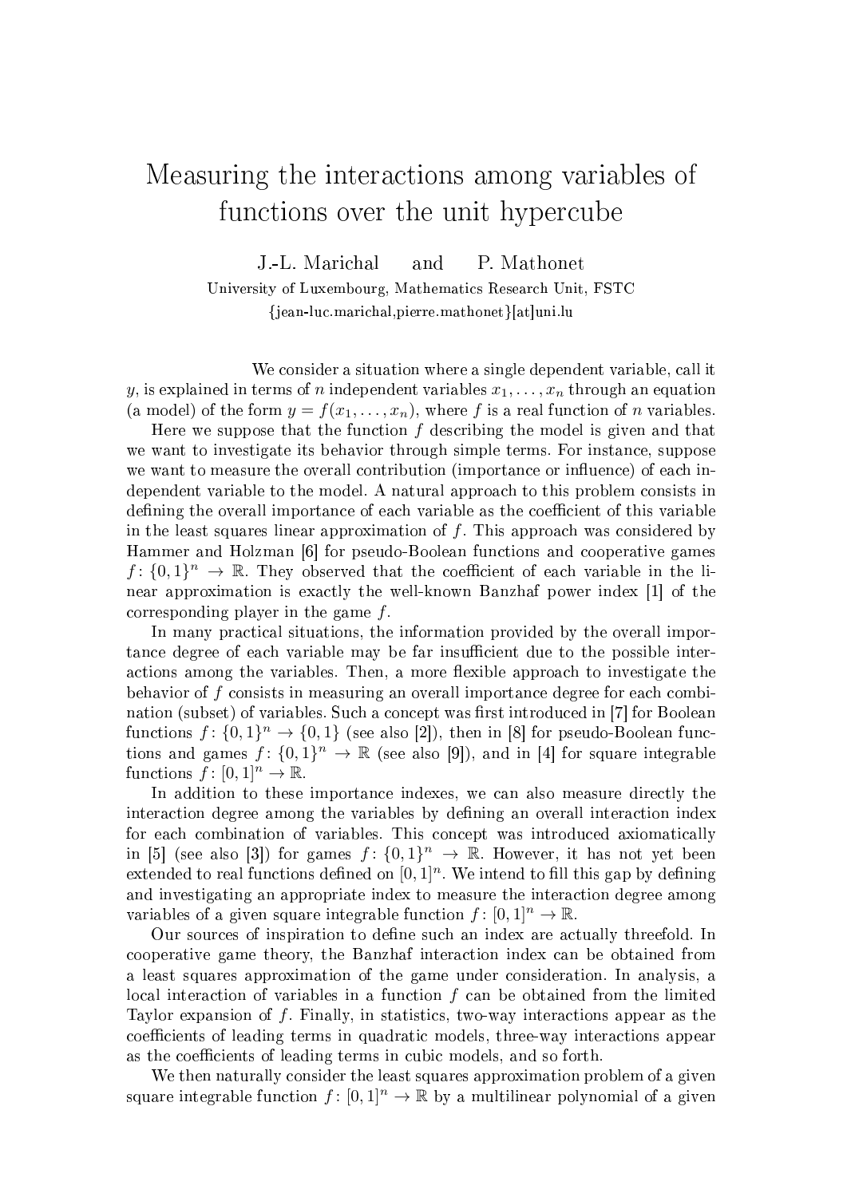# Measuring the interactions among variables of functions over the unit hypercube

J.-L. Marichal and P. Mathonet

University of Luxembourg, Mathematics Research Unit, FSTC

{jean-luc.marichal,pierre.mathonet}[at]uni.lu

We consider a situation where a single dependent variable, call it $y$, is explained in terms of $n$ independent variables $x_1, \ldots, x_n$ through an equation (a model) of the form $y = f(x_1, \ldots, x_n)$, where $f$ is a real function of $n$ variables.

Here we suppose that the function $f$ describing the model is given and that we want to investigate its behavior through simple terms. For instance, suppose we want to measure the overall contribution (importance or influence) of each independent variable to the model. A natural approach to this problem consists in defining the overall importance of each variable as the coefficient of this variable in the least squares linear approximation of $f$. This approach was considered by Hammer and Holzman [6] for pseudo-Boolean functions and cooperative games $f\colon \{0,1\}^n \to \mathbb{R}$. They observed that the coefficient of each variable in the linear approximation is exactly the well-known Banzhaf power index [1] of the corresponding player in the game $f$.

In many practical situations, the information provided by the overall importance degree of each variable may be far insufficient due to the possible interactions among the variables. Then, a more flexible approach to investigate the behavior of $f$ consists in measuring an overall importance degree for each combination (subset) of variables. Such a concept was first introduced in [7] for Boolean functions $f\colon \{0,1\}^n \to \{0,1\}$ (see also [2]), then in [8] for pseudo-Boolean functions and games $f\colon \{0,1\}^n \to \mathbb{R}$ (see also [9]), and in [4] for square integrable functions $f\colon [0,1]^n \to \mathbb{R}$.

In addition to these importance indexes, we can also measure directly the interaction degree among the variables by defining an overall interaction index for each combination of variables. This concept was introduced axiomatically in [5] (see also [3]) for games $f\colon \{0,1\}^n \to \mathbb{R}$. However, it has not yet been extended to real functions defined on $[0,1]^n$. We intend to fill this gap by defining and investigating an appropriate index to measure the interaction degree among variables of a given square integrable function $f\colon [0,1]^n \to \mathbb{R}$.

Our sources of inspiration to define such an index are actually threefold. In cooperative game theory, the Banzhaf interaction index can be obtained from a least squares approximation of the game under consideration. In analysis, a local interaction of variables in a function $f$ can be obtained from the limited Taylor expansion of $f$. Finally, in statistics, two-way interactions appear as the coefficients of leading terms in quadratic models, three-way interactions appear as the coefficients of leading terms in cubic models, and so forth.

We then naturally consider the least squares approximation problem of a given square integrable function $f\colon [0,1]^n \to \mathbb{R}$ by a multilinear polynomial of a given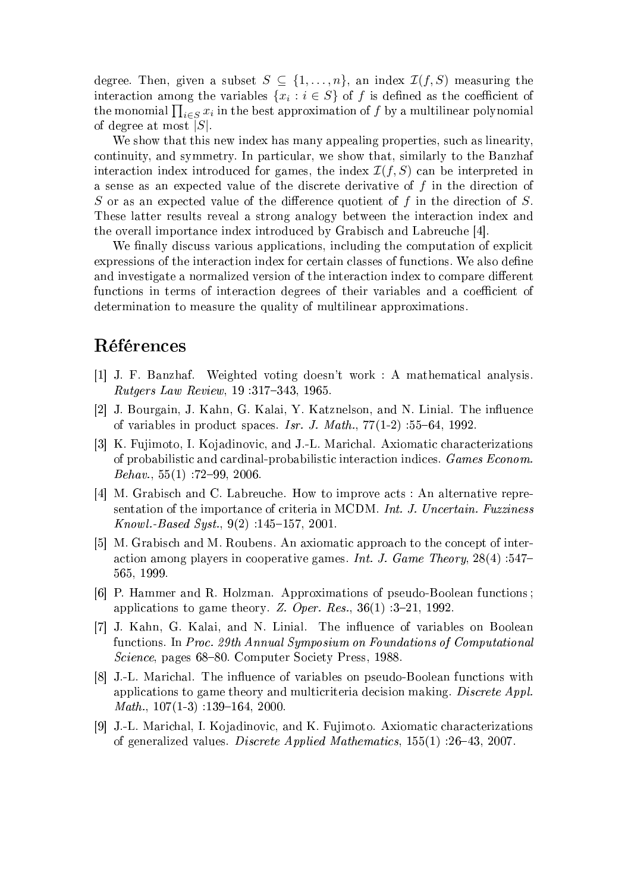degree. Then, given a subset $S \subseteq \{1, \ldots, n\}$, an index $\mathcal{I}(f, S)$ measuring the interaction among the variables $\{x_i : i \in S\}$ of $f$ is defined as the coefficient of the monomial $\prod_{i \in S} x_i$ in the best approximation of $f$ by a multilinear polynomial of degree at most $|S|$.

We show that this new index has many appealing properties, such as linearity, continuity, and symmetry. In particular, we show that, similarly to the Banzhaf interaction index introduced for games, the index $\mathcal{I}(f, S)$ can be interpreted in a sense as an expected value of the discrete derivative of $f$ in the direction of $S$ or as an expected value of the difference quotient of $f$ in the direction of $S$. These latter results reveal a strong analogy between the interaction index and the overall importance index introduced by Grabisch and Labreuche [4].

We finally discuss various applications, including the computation of explicit expressions of the interaction index for certain classes of functions. We also define and investigate a normalized version of the interaction index to compare different functions in terms of interaction degrees of their variables and a coefficient of determination to measure the quality of multilinear approximations.

## Références

[1] J. F. Banzhaf. Weighted voting doesn't work : A mathematical analysis. *Rutgers Law Review*, 19 :317–343, 1965.

[2] J. Bourgain, J. Kahn, G. Kalai, Y. Katznelson, and N. Linial. The influence of variables in product spaces. *Isr. J. Math.*, 77(1-2) :55–64, 1992.

[3] K. Fujimoto, I. Kojadinovic, and J.-L. Marichal. Axiomatic characterizations of probabilistic and cardinal-probabilistic interaction indices. *Games Econom. Behav.*, 55(1) :72–99, 2006.

[4] M. Grabisch and C. Labreuche. How to improve acts : An alternative representation of the importance of criteria in MCDM. *Int. J. Uncertain. Fuzziness Knowl.-Based Syst.*, 9(2) :145–157, 2001.

[5] M. Grabisch and M. Roubens. An axiomatic approach to the concept of interaction among players in cooperative games. *Int. J. Game Theory*, 28(4) :547–565, 1999.

[6] P. Hammer and R. Holzman. Approximations of pseudo-Boolean functions ; applications to game theory. *Z. Oper. Res.*, 36(1) :3–21, 1992.

[7] J. Kahn, G. Kalai, and N. Linial. The influence of variables on Boolean functions. In *Proc. 29th Annual Symposium on Foundations of Computational Science*, pages 68–80. Computer Society Press, 1988.

[8] J.-L. Marichal. The influence of variables on pseudo-Boolean functions with applications to game theory and multicriteria decision making. *Discrete Appl. Math.*, 107(1-3) :139–164, 2000.

[9] J.-L. Marichal, I. Kojadinovic, and K. Fujimoto. Axiomatic characterizations of generalized values. *Discrete Applied Mathematics*, 155(1) :26–43, 2007.